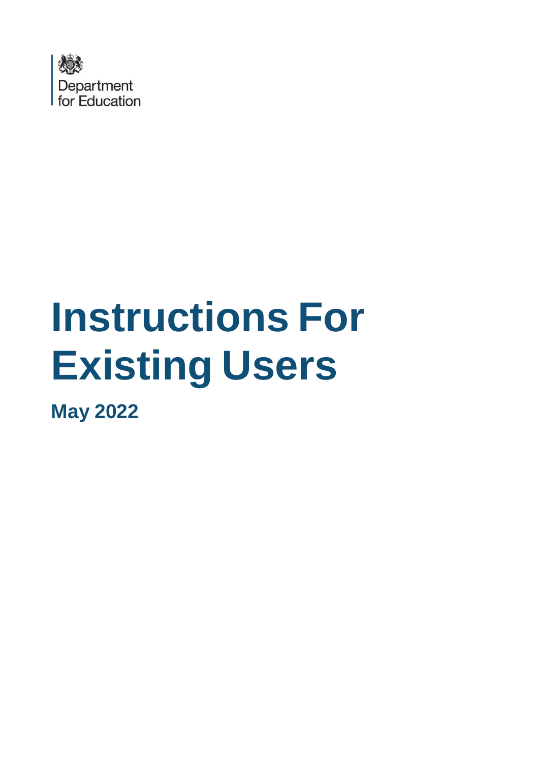Department for Education

# Instructions For Existing Users

**May 2022**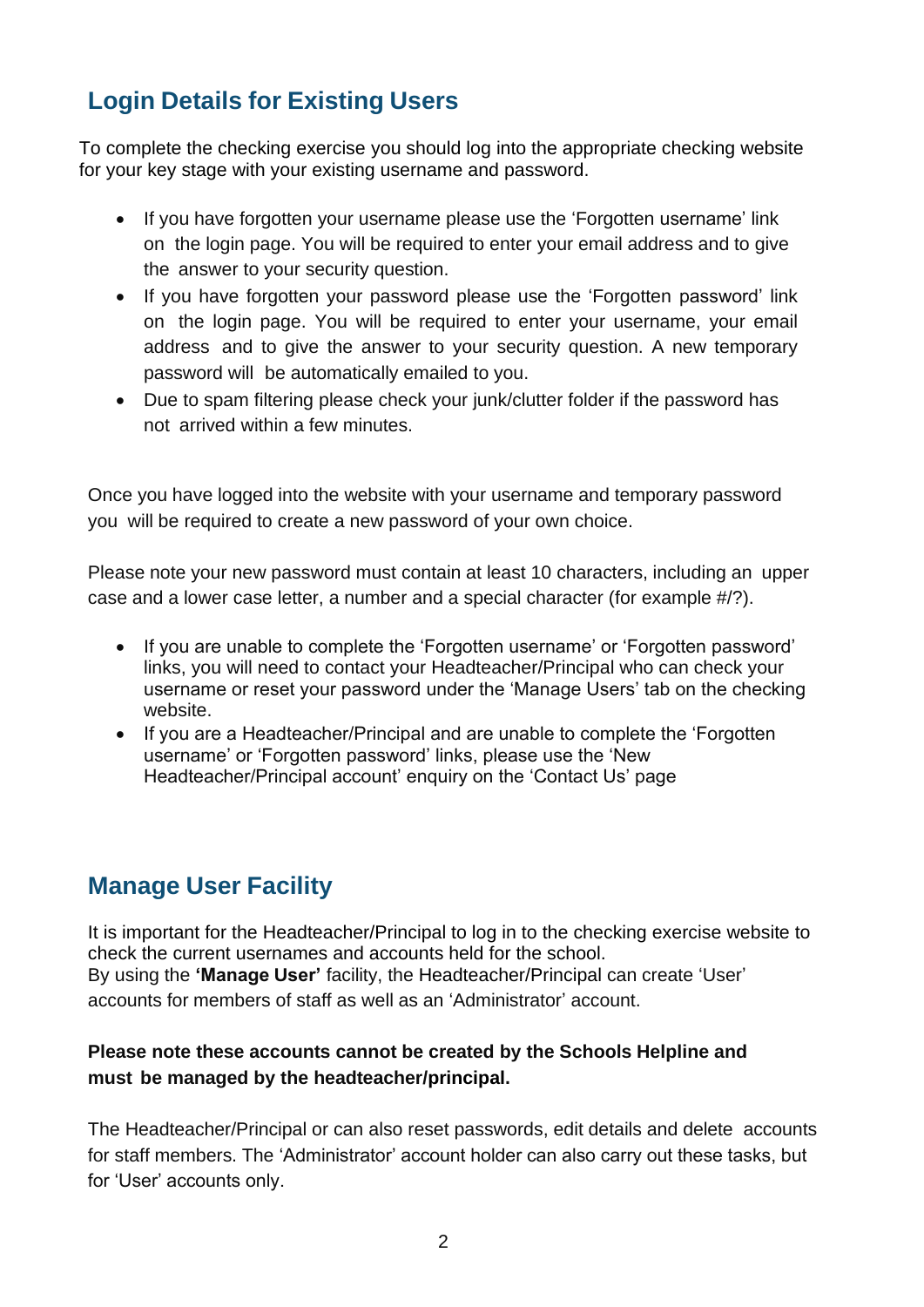## Login Details for Existing Users

To complete the checking exercise you should log into the appropriate checking website for your key stage with your existing username and password.

- If you have forgotten your username please use the 'Forgotten username' link on the login page. You will be required to enter your email address and to give the answer to your security question.
- If you have forgotten your password please use the 'Forgotten password' link on the login page. You will be required to enter your username, your email address and to give the answer to your security question. A new temporary password will be automatically emailed to you.
- Due to spam filtering please check your junk/clutter folder if the password has not arrived within a few minutes.

Once you have logged into the website with your username and temporary password you will be required to create a new password of your own choice.

Please note your new password must contain at least 10 characters, including an upper case and a lower case letter, a number and a special character (for example #/?).

- If you are unable to complete the 'Forgotten username' or 'Forgotten password' links, you will need to contact your Headteacher/Principal who can check your username or reset your password under the 'Manage Users' tab on the checking website.
- If you are a Headteacher/Principal and are unable to complete the 'Forgotten username' or 'Forgotten password' links, please use the 'New Headteacher/Principal account' enquiry on the 'Contact Us' page

## Manage User Facility

It is important for the Headteacher/Principal to log in to the checking exercise website to check the current usernames and accounts held for the school.
By using the **'Manage User'** facility, the Headteacher/Principal can create 'User' accounts for members of staff as well as an 'Administrator' account.

**Please note these accounts cannot be created by the Schools Helpline and must be managed by the headteacher/principal.**

The Headteacher/Principal or can also reset passwords, edit details and delete accounts for staff members. The 'Administrator' account holder can also carry out these tasks, but for 'User' accounts only.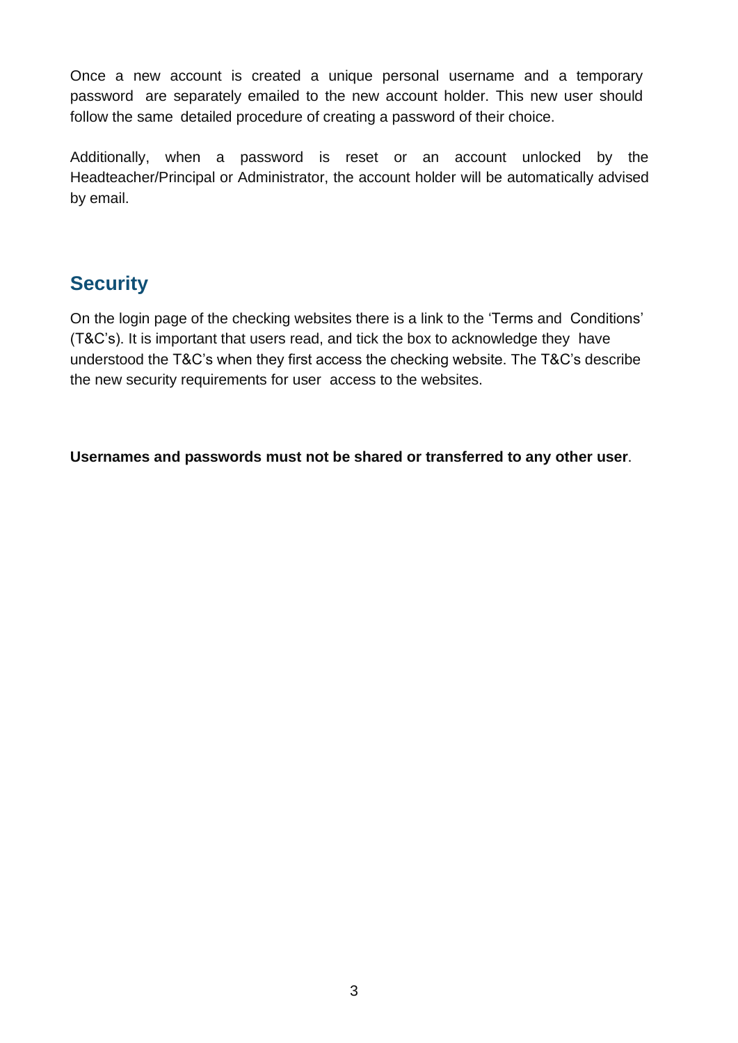Once a new account is created a unique personal username and a temporary password are separately emailed to the new account holder. This new user should follow the same detailed procedure of creating a password of their choice.

Additionally, when a password is reset or an account unlocked by the Headteacher/Principal or Administrator, the account holder will be automatically advised by email.

## Security

On the login page of the checking websites there is a link to the 'Terms and Conditions' (T&C's). It is important that users read, and tick the box to acknowledge they have understood the T&C's when they first access the checking website. The T&C's describe the new security requirements for user access to the websites.

**Usernames and passwords must not be shared or transferred to any other user**.